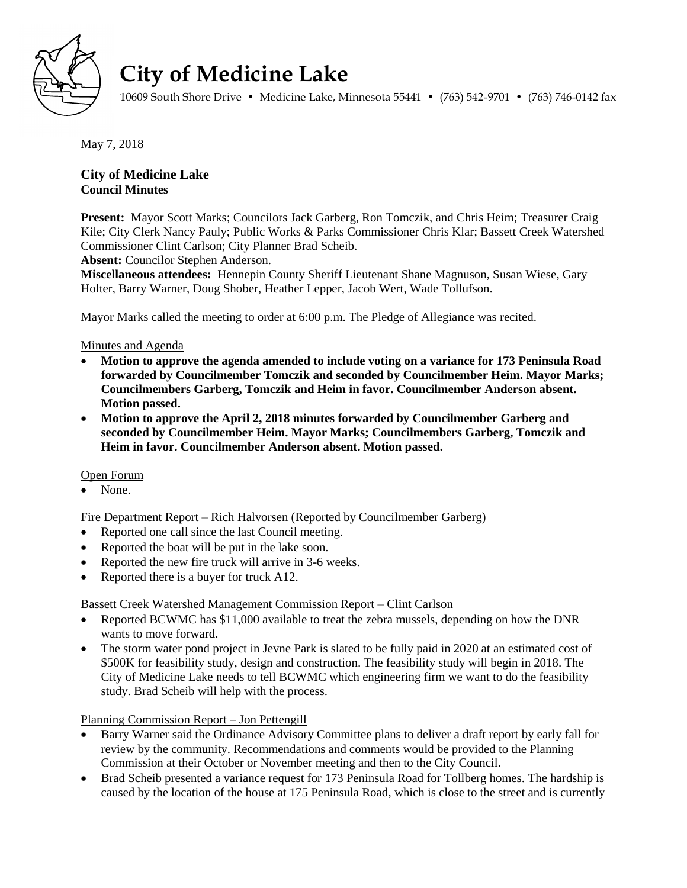# City of Medicine Lake

10609 South Shore Drive • Medicine Lake, Minnesota 55441 • (763) 542-9701 • (763) 746-0142 fax

May 7, 2018

**City of Medicine Lake**
**Council Minutes**

**Present:** Mayor Scott Marks; Councilors Jack Garberg, Ron Tomczik, and Chris Heim; Treasurer Craig Kile; City Clerk Nancy Pauly; Public Works & Parks Commissioner Chris Klar; Bassett Creek Watershed Commissioner Clint Carlson; City Planner Brad Scheib.
**Absent:** Councilor Stephen Anderson.
**Miscellaneous attendees:** Hennepin County Sheriff Lieutenant Shane Magnuson, Susan Wiese, Gary Holter, Barry Warner, Doug Shober, Heather Lepper, Jacob Wert, Wade Tollufson.

Mayor Marks called the meeting to order at 6:00 p.m. The Pledge of Allegiance was recited.

Minutes and Agenda

- **Motion to approve the agenda amended to include voting on a variance for 173 Peninsula Road forwarded by Councilmember Tomczik and seconded by Councilmember Heim. Mayor Marks; Councilmembers Garberg, Tomczik and Heim in favor. Councilmember Anderson absent. Motion passed.**
- **Motion to approve the April 2, 2018 minutes forwarded by Councilmember Garberg and seconded by Councilmember Heim. Mayor Marks; Councilmembers Garberg, Tomczik and Heim in favor. Councilmember Anderson absent. Motion passed.**

Open Forum

- None.

Fire Department Report – Rich Halvorsen (Reported by Councilmember Garberg)

- Reported one call since the last Council meeting.
- Reported the boat will be put in the lake soon.
- Reported the new fire truck will arrive in 3-6 weeks.
- Reported there is a buyer for truck A12.

Bassett Creek Watershed Management Commission Report – Clint Carlson

- Reported BCWMC has $11,000 available to treat the zebra mussels, depending on how the DNR wants to move forward.
- The storm water pond project in Jevne Park is slated to be fully paid in 2020 at an estimated cost of $500K for feasibility study, design and construction. The feasibility study will begin in 2018. The City of Medicine Lake needs to tell BCWMC which engineering firm we want to do the feasibility study. Brad Scheib will help with the process.

Planning Commission Report – Jon Pettengill

- Barry Warner said the Ordinance Advisory Committee plans to deliver a draft report by early fall for review by the community. Recommendations and comments would be provided to the Planning Commission at their October or November meeting and then to the City Council.
- Brad Scheib presented a variance request for 173 Peninsula Road for Tollberg homes. The hardship is caused by the location of the house at 175 Peninsula Road, which is close to the street and is currently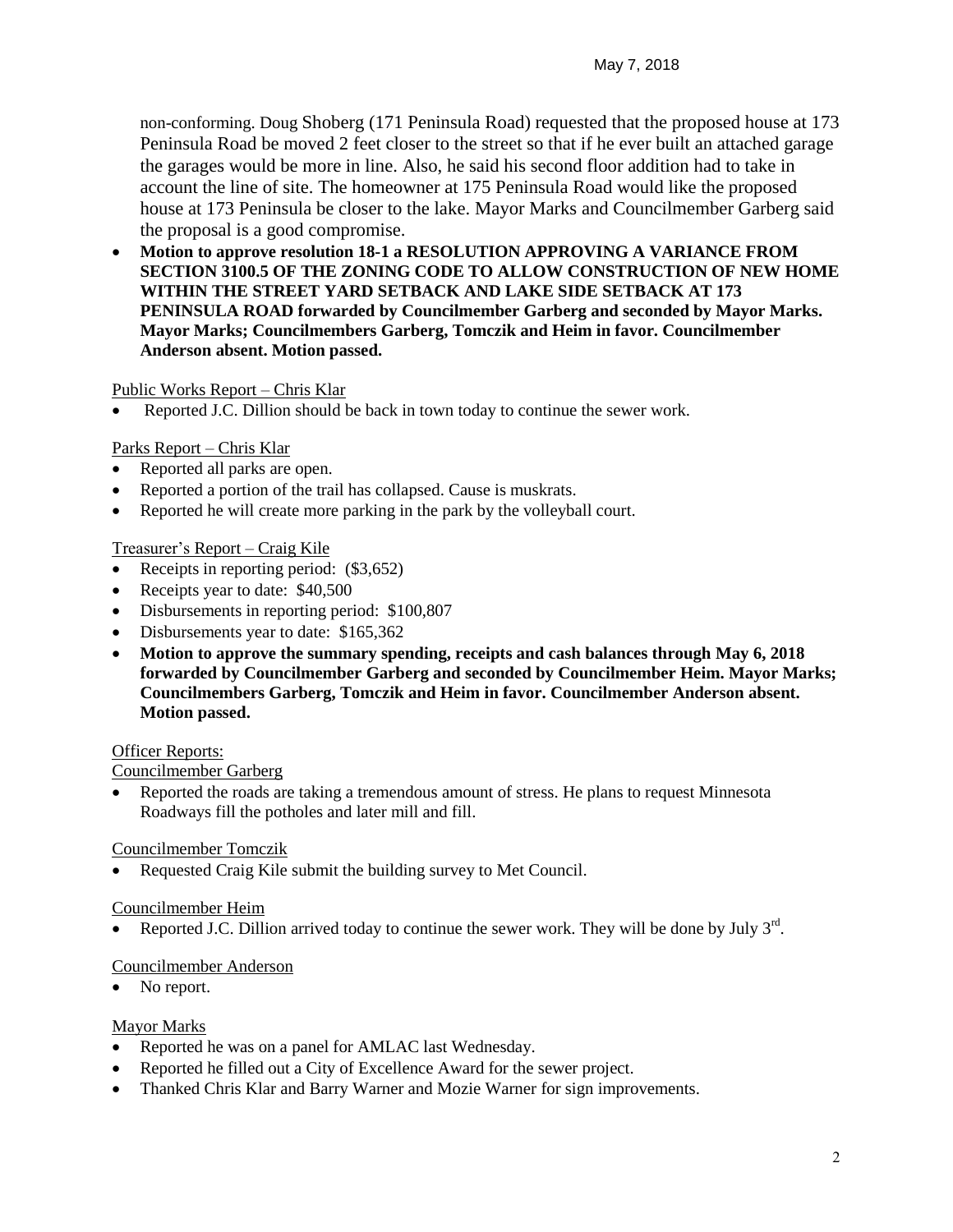non-conforming. Doug Shoberg (171 Peninsula Road) requested that the proposed house at 173 Peninsula Road be moved 2 feet closer to the street so that if he ever built an attached garage the garages would be more in line. Also, he said his second floor addition had to take in account the line of site. The homeowner at 175 Peninsula Road would like the proposed house at 173 Peninsula be closer to the lake. Mayor Marks and Councilmember Garberg said the proposal is a good compromise.

- **Motion to approve resolution 18-1 a RESOLUTION APPROVING A VARIANCE FROM SECTION 3100.5 OF THE ZONING CODE TO ALLOW CONSTRUCTION OF NEW HOME WITHIN THE STREET YARD SETBACK AND LAKE SIDE SETBACK AT 173 PENINSULA ROAD forwarded by Councilmember Garberg and seconded by Mayor Marks. Mayor Marks; Councilmembers Garberg, Tomczik and Heim in favor. Councilmember Anderson absent. Motion passed.**

Public Works Report – Chris Klar

- Reported J.C. Dillion should be back in town today to continue the sewer work.

Parks Report – Chris Klar

- Reported all parks are open.
- Reported a portion of the trail has collapsed. Cause is muskrats.
- Reported he will create more parking in the park by the volleyball court.

Treasurer's Report – Craig Kile

- Receipts in reporting period: ($3,652)
- Receipts year to date: $40,500
- Disbursements in reporting period: $100,807
- Disbursements year to date: $165,362
- **Motion to approve the summary spending, receipts and cash balances through May 6, 2018 forwarded by Councilmember Garberg and seconded by Councilmember Heim. Mayor Marks; Councilmembers Garberg, Tomczik and Heim in favor. Councilmember Anderson absent. Motion passed.**

Officer Reports:

Councilmember Garberg

- Reported the roads are taking a tremendous amount of stress. He plans to request Minnesota Roadways fill the potholes and later mill and fill.

Councilmember Tomczik

- Requested Craig Kile submit the building survey to Met Council.

Councilmember Heim

- Reported J.C. Dillion arrived today to continue the sewer work. They will be done by July 3rd.

Councilmember Anderson

- No report.

Mayor Marks

- Reported he was on a panel for AMLAC last Wednesday.
- Reported he filled out a City of Excellence Award for the sewer project.
- Thanked Chris Klar and Barry Warner and Mozie Warner for sign improvements.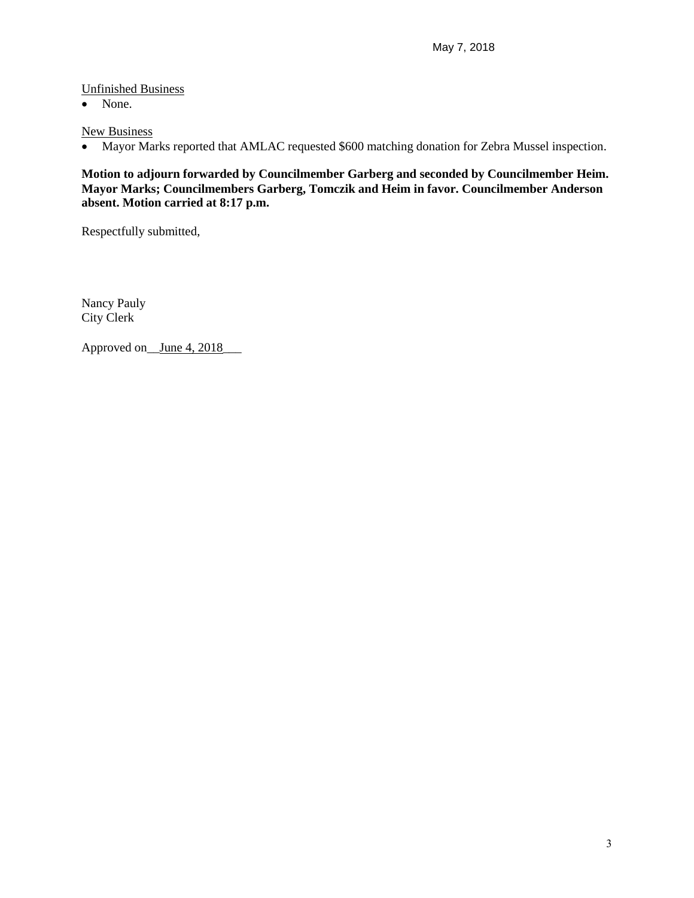Unfinished Business

- None.

New Business

- Mayor Marks reported that AMLAC requested $600 matching donation for Zebra Mussel inspection.

**Motion to adjourn forwarded by Councilmember Garberg and seconded by Councilmember Heim. Mayor Marks; Councilmembers Garberg, Tomczik and Heim in favor. Councilmember Anderson absent. Motion carried at 8:17 p.m.**

Respectfully submitted,

Nancy Pauly
City Clerk

Approved on__June 4, 2018___